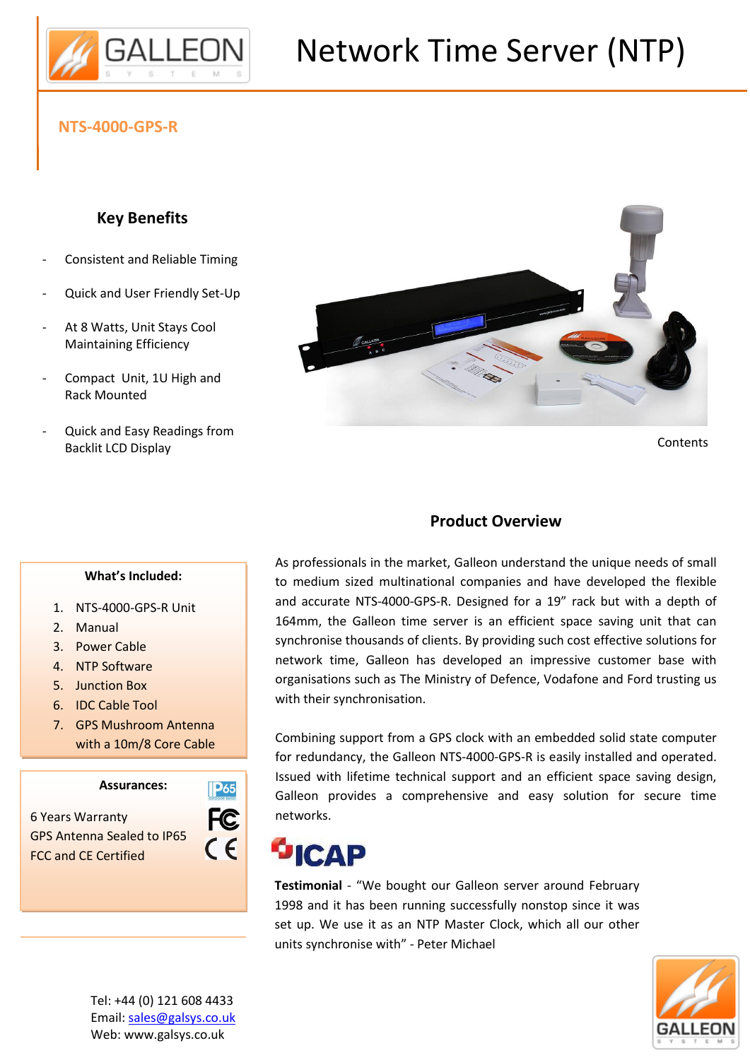# Network Time Server (NTP)

## NTS-4000-GPS-R

### Key Benefits

- Consistent and Reliable Timing
- Quick and User Friendly Set-Up
- At 8 Watts, Unit Stays Cool Maintaining Efficiency
- Compact Unit, 1U High and Rack Mounted
- Quick and Easy Readings from Backlit LCD Display

Contents

### What's Included:

1. NTS-4000-GPS-R Unit
2. Manual
3. Power Cable
4. NTP Software
5. Junction Box
6. IDC Cable Tool
7. GPS Mushroom Antenna with a 10m/8 Core Cable

### Assurances:

6 Years Warranty
GPS Antenna Sealed to IP65
FCC and CE Certified

### Product Overview

As professionals in the market, Galleon understand the unique needs of small to medium sized multinational companies and have developed the flexible and accurate NTS-4000-GPS-R. Designed for a 19" rack but with a depth of 164mm, the Galleon time server is an efficient space saving unit that can synchronise thousands of clients. By providing such cost effective solutions for network time, Galleon has developed an impressive customer base with organisations such as The Ministry of Defence, Vodafone and Ford trusting us with their synchronisation.

Combining support from a GPS clock with an embedded solid state computer for redundancy, the Galleon NTS-4000-GPS-R is easily installed and operated. Issued with lifetime technical support and an efficient space saving design, Galleon provides a comprehensive and easy solution for secure time networks.

ICAP

**Testimonial** - "We bought our Galleon server around February 1998 and it has been running successfully nonstop since it was set up. We use it as an NTP Master Clock, which all our other units synchronise with" - Peter Michael

Tel: +44 (0) 121 608 4433
Email: sales@galsys.co.uk
Web: www.galsys.co.uk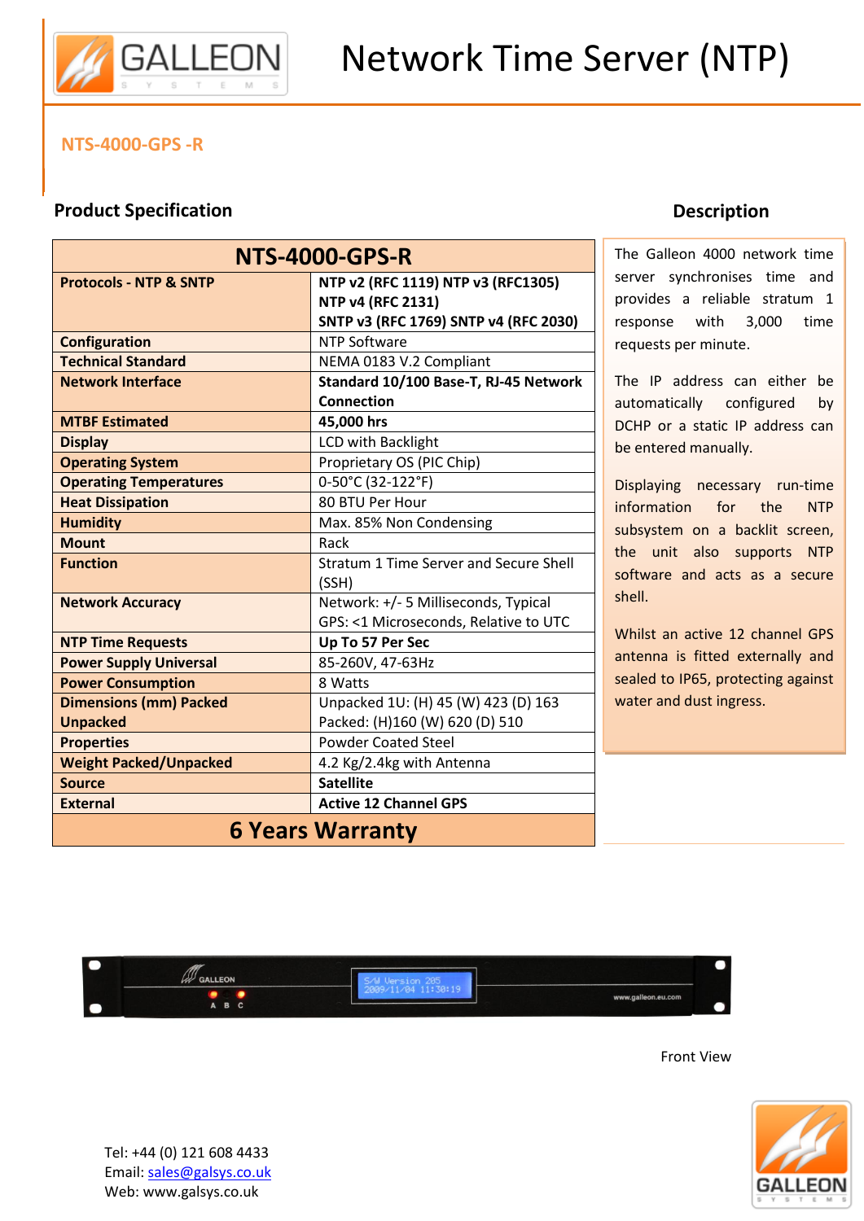# Network Time Server (NTP)

## NTS-4000-GPS -R

### Product Specification

| NTS-4000-GPS-R | |
|---|---|
| **Protocols - NTP & SNTP** | **NTP v2 (RFC 1119) NTP v3 (RFC1305) NTP v4 (RFC 2131) SNTP v3 (RFC 1769) SNTP v4 (RFC 2030)** |
| **Configuration** | NTP Software |
| **Technical Standard** | NEMA 0183 V.2 Compliant |
| **Network Interface** | **Standard 10/100 Base-T, RJ-45 Network Connection** |
| **MTBF Estimated** | **45,000 hrs** |
| **Display** | LCD with Backlight |
| **Operating System** | Proprietary OS (PIC Chip) |
| **Operating Temperatures** | 0-50°C (32-122°F) |
| **Heat Dissipation** | 80 BTU Per Hour |
| **Humidity** | Max. 85% Non Condensing |
| **Mount** | Rack |
| **Function** | Stratum 1 Time Server and Secure Shell (SSH) |
| **Network Accuracy** | Network: +/- 5 Milliseconds, Typical<br>GPS: <1 Microseconds, Relative to UTC |
| **NTP Time Requests** | **Up To 57 Per Sec** |
| **Power Supply Universal** | 85-260V, 47-63Hz |
| **Power Consumption** | 8 Watts |
| **Dimensions (mm) Packed Unpacked** | Unpacked 1U: (H) 45 (W) 423 (D) 163<br>Packed: (H)160 (W) 620 (D) 510 |
| **Properties** | Powder Coated Steel |
| **Weight Packed/Unpacked** | 4.2 Kg/2.4kg with Antenna |
| **Source** | **Satellite** |
| **External** | **Active 12 Channel GPS** |
| **6 Years Warranty** | |

### Description

The Galleon 4000 network time server synchronises time and provides a reliable stratum 1 response with 3,000 time requests per minute.

The IP address can either be automatically configured by DCHP or a static IP address can be entered manually.

Displaying necessary run-time information for the NTP subsystem on a backlit screen, the unit also supports NTP software and acts as a secure shell.

Whilst an active 12 channel GPS antenna is fitted externally and sealed to IP65, protecting against water and dust ingress.

Front View

Tel: +44 (0) 121 608 4433
Email: sales@galsys.co.uk
Web: www.galsys.co.uk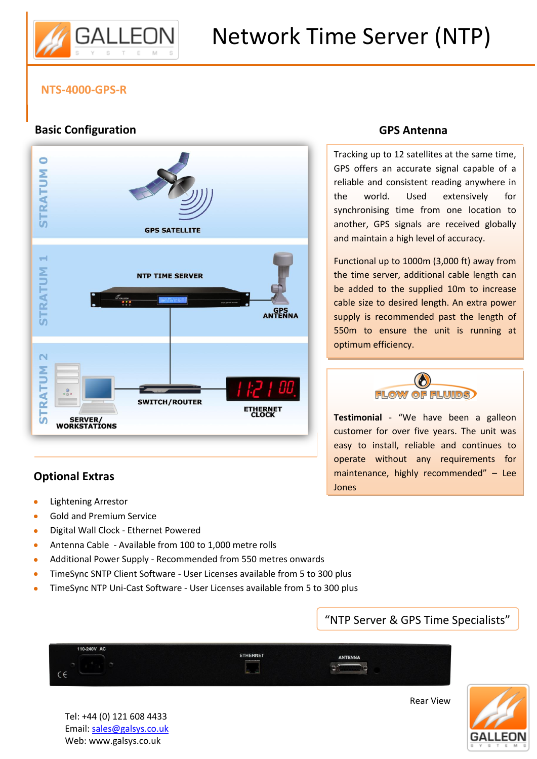# Network Time Server (NTP)

NTS-4000-GPS-R

## Basic Configuration

STRATUM 0

GPS SATELLITE

STRATUM 1

NTP TIME SERVER

GPS ANTENNA

STRATUM 2

SERVER/ WORKSTATIONS

SWITCH/ROUTER

ETHERNET CLOCK

## GPS Antenna

Tracking up to 12 satellites at the same time, GPS offers an accurate signal capable of a reliable and consistent reading anywhere in the world. Used extensively for synchronising time from one location to another, GPS signals are received globally and maintain a high level of accuracy.

Functional up to 1000m (3,000 ft) away from the time server, additional cable length can be added to the supplied 10m to increase cable size to desired length. An extra power supply is recommended past the length of 550m to ensure the unit is running at optimum efficiency.

FLOW OF FLUIDS

**Testimonial** - "We have been a galleon customer for over five years. The unit was easy to install, reliable and continues to operate without any requirements for maintenance, highly recommended" – Lee Jones

## Optional Extras

- Lightening Arrestor
- Gold and Premium Service
- Digital Wall Clock - Ethernet Powered
- Antenna Cable - Available from 100 to 1,000 metre rolls
- Additional Power Supply - Recommended from 550 metres onwards
- TimeSync SNTP Client Software - User Licenses available from 5 to 300 plus
- TimeSync NTP Uni-Cast Software - User Licenses available from 5 to 300 plus

"NTP Server & GPS Time Specialists"

110-240V AC

ETHERNET

ANTENNA

Rear View

Tel: +44 (0) 121 608 4433
Email: sales@galsys.co.uk
Web: www.galsys.co.uk